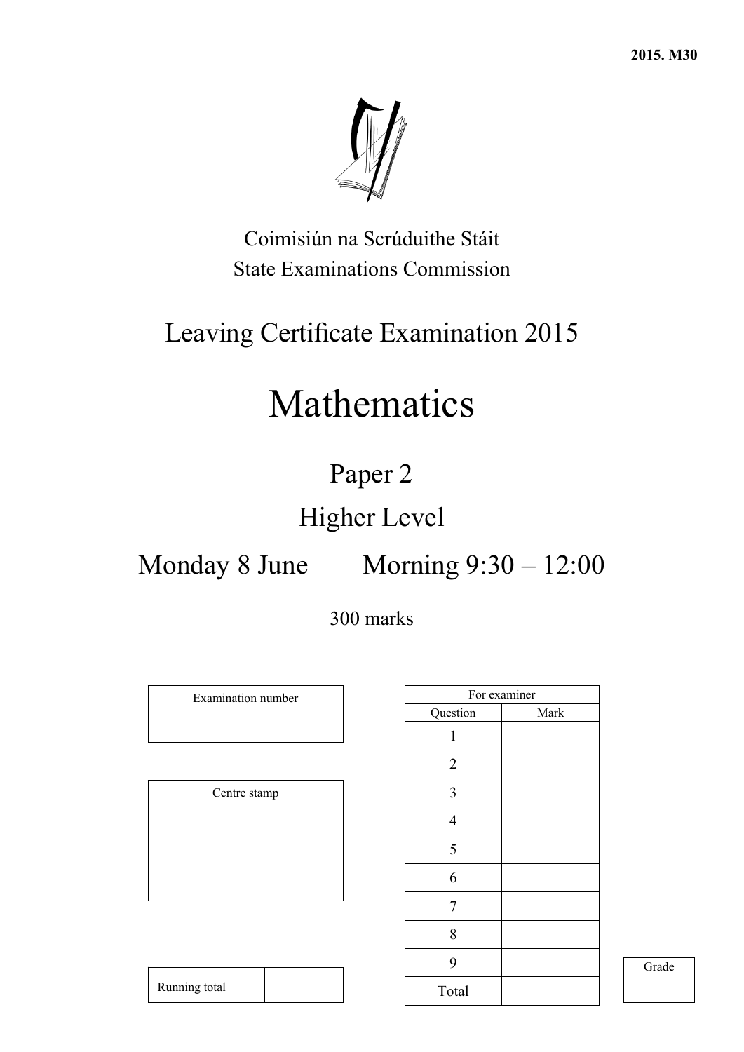2015. M30

Coimisiún na Scrúduithe Stáit
State Examinations Commission

# Leaving Certificate Examination 2015

# Mathematics

## Paper 2

## Higher Level

Monday 8 June    Morning 9:30 – 12:00

300 marks

| Examination number |
| --- |
| |

| Centre stamp |
| --- |
| |

| Running total | |
| --- | --- |

| For examiner | |
| --- | --- |
| Question | Mark |
| 1 | |
| 2 | |
| 3 | |
| 4 | |
| 5 | |
| 6 | |
| 7 | |
| 8 | |
| 9 | |
| Total | |

| Grade |
| --- |
| |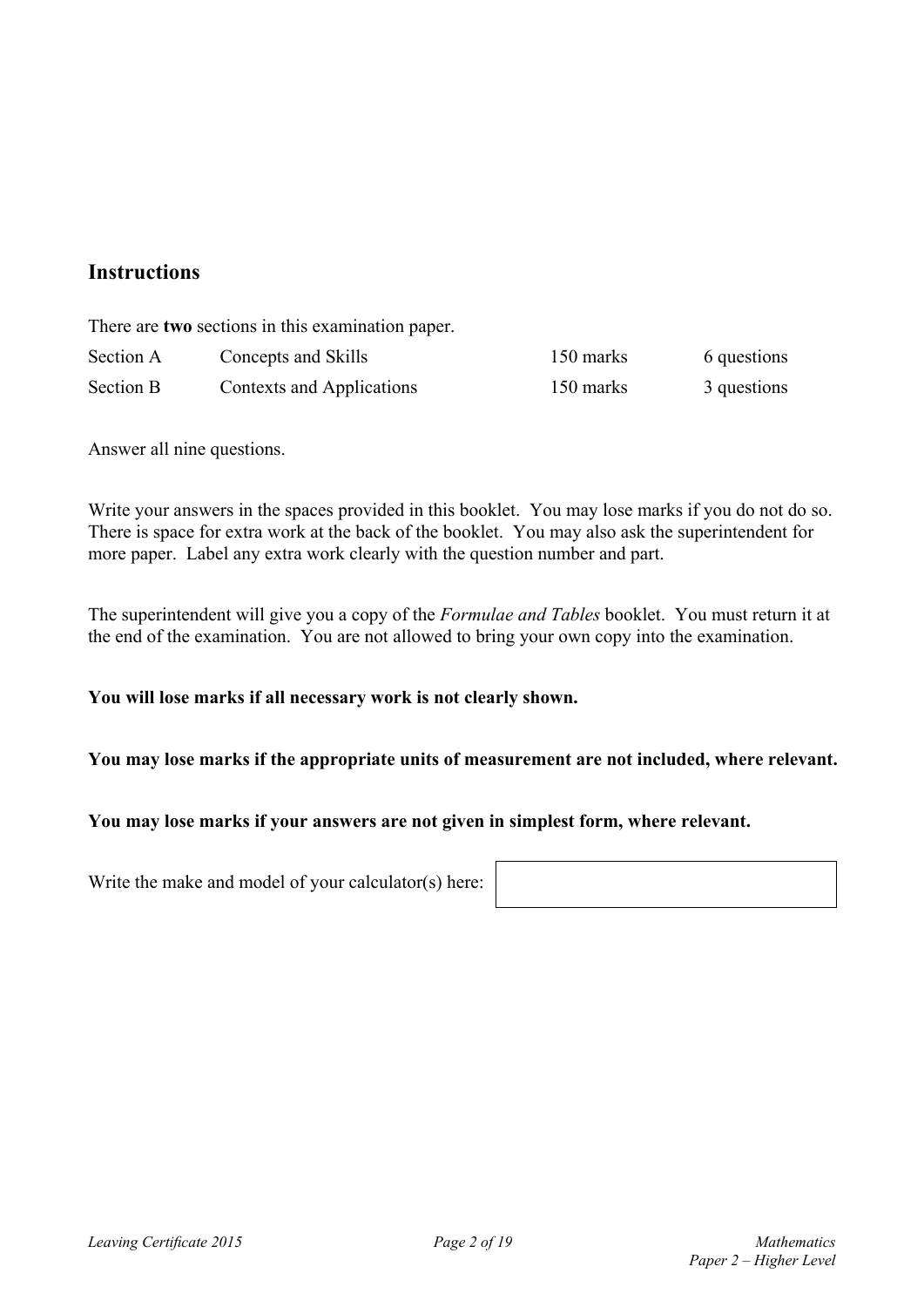## Instructions

There are **two** sections in this examination paper.

| Section A | Concepts and Skills | 150 marks | 6 questions |
|---|---|---|---|
| Section B | Contexts and Applications | 150 marks | 3 questions |

Answer all nine questions.

Write your answers in the spaces provided in this booklet. You may lose marks if you do not do so. There is space for extra work at the back of the booklet. You may also ask the superintendent for more paper. Label any extra work clearly with the question number and part.

The superintendent will give you a copy of the *Formulae and Tables* booklet. You must return it at the end of the examination. You are not allowed to bring your own copy into the examination.

**You will lose marks if all necessary work is not clearly shown.**

**You may lose marks if the appropriate units of measurement are not included, where relevant.**

**You may lose marks if your answers are not given in simplest form, where relevant.**

Write the make and model of your calculator(s) here: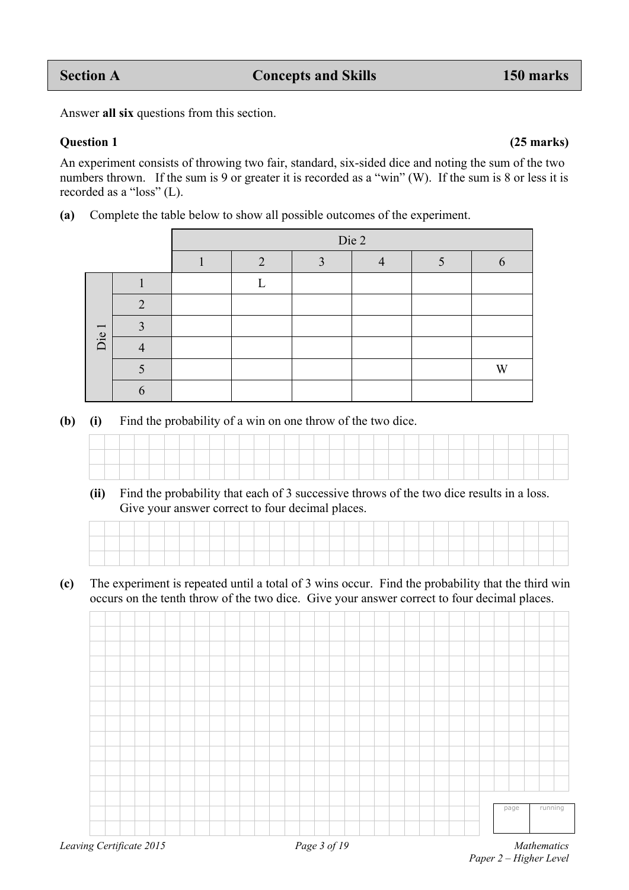## Section A — Concepts and Skills — 150 marks

Answer **all six** questions from this section.

### Question 1 (25 marks)

An experiment consists of throwing two fair, standard, six-sided dice and noting the sum of the two numbers thrown. If the sum is 9 or greater it is recorded as a "win" (W). If the sum is 8 or less it is recorded as a "loss" (L).

**(a)** Complete the table below to show all possible outcomes of the experiment.

| | | Die 2 | | | | | |
|---|---|---|---|---|---|---|---|
| | | 1 | 2 | 3 | 4 | 5 | 6 |
| Die 1 | 1 | | L | | | | |
| | 2 | | | | | | |
| | 3 | | | | | | |
| | 4 | | | | | | |
| | 5 | | | | | | W |
| | 6 | | | | | | |

**(b) (i)** Find the probability of a win on one throw of the two dice.

**(ii)** Find the probability that each of 3 successive throws of the two dice results in a loss. Give your answer correct to four decimal places.

**(c)** The experiment is repeated until a total of 3 wins occur. Find the probability that the third win occurs on the tenth throw of the two dice. Give your answer correct to four decimal places.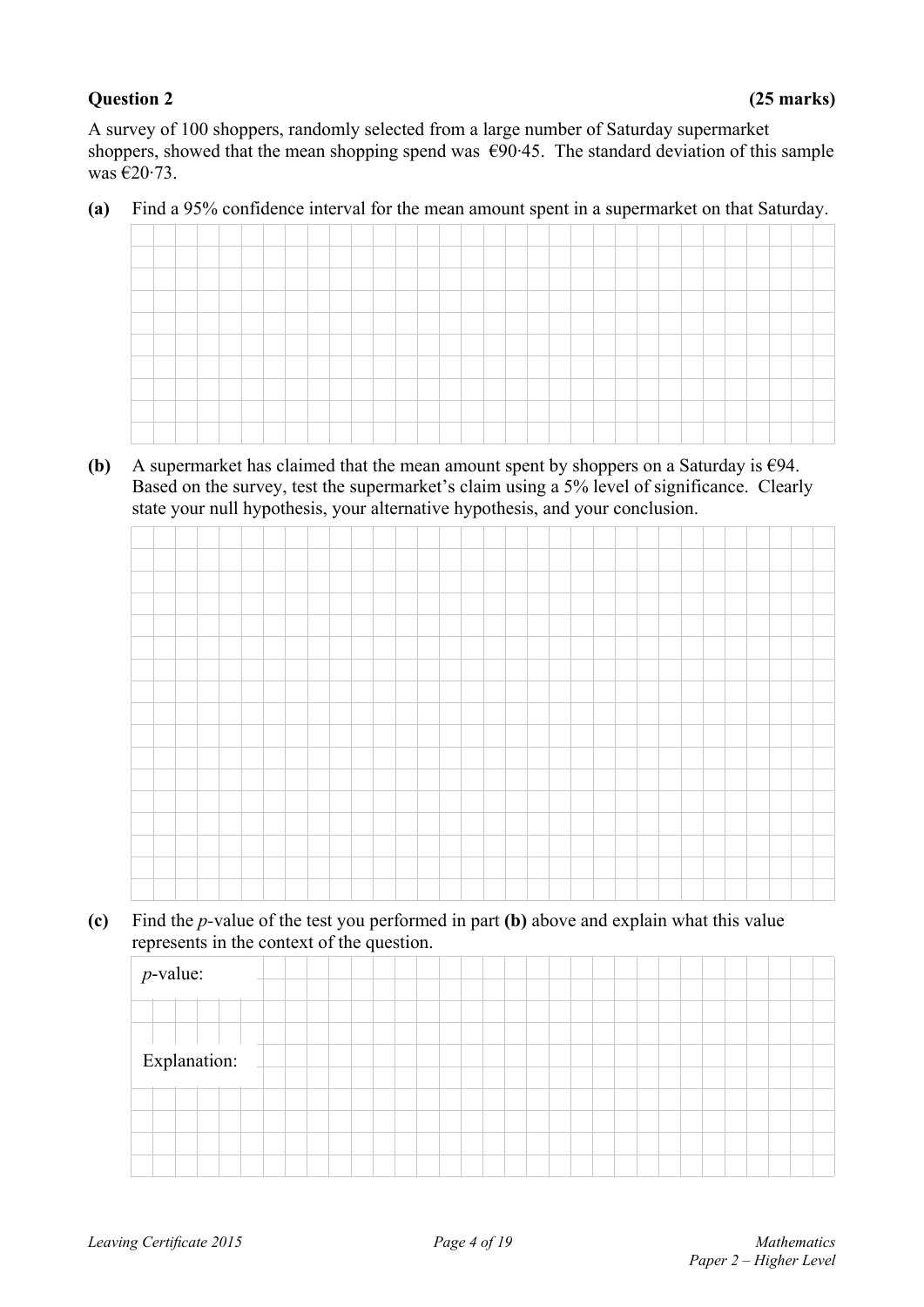**Question 2** **(25 marks)**

A survey of 100 shoppers, randomly selected from a large number of Saturday supermarket shoppers, showed that the mean shopping spend was €90·45. The standard deviation of this sample was €20·73.

**(a)** Find a 95% confidence interval for the mean amount spent in a supermarket on that Saturday.

**(b)** A supermarket has claimed that the mean amount spent by shoppers on a Saturday is €94. Based on the survey, test the supermarket's claim using a 5% level of significance. Clearly state your null hypothesis, your alternative hypothesis, and your conclusion.

**(c)** Find the *p*-value of the test you performed in part **(b)** above and explain what this value represents in the context of the question.

*p*-value:

Explanation: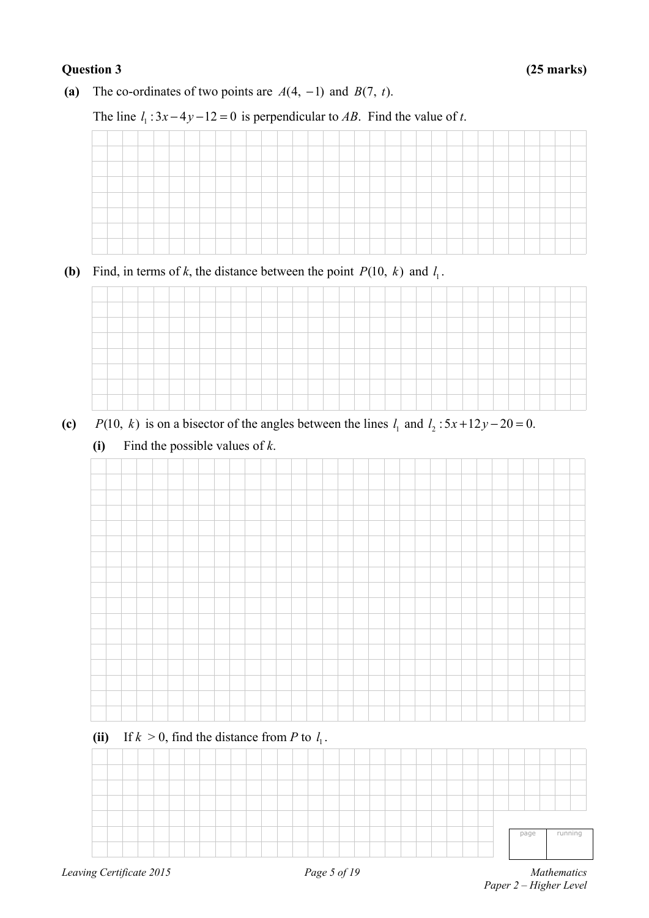**Question 3** **(25 marks)**

**(a)** The co-ordinates of two points are $A(4, -1)$ and $B(7, t)$.

The line $l_1 : 3x - 4y - 12 = 0$ is perpendicular to $AB$. Find the value of $t$.

**(b)** Find, in terms of $k$, the distance between the point $P(10, k)$ and $l_1$.

**(c)** $P(10, k)$ is on a bisector of the angles between the lines $l_1$ and $l_2 : 5x + 12y - 20 = 0$.

**(i)** Find the possible values of $k$.

**(ii)** If $k > 0$, find the distance from $P$ to $l_1$.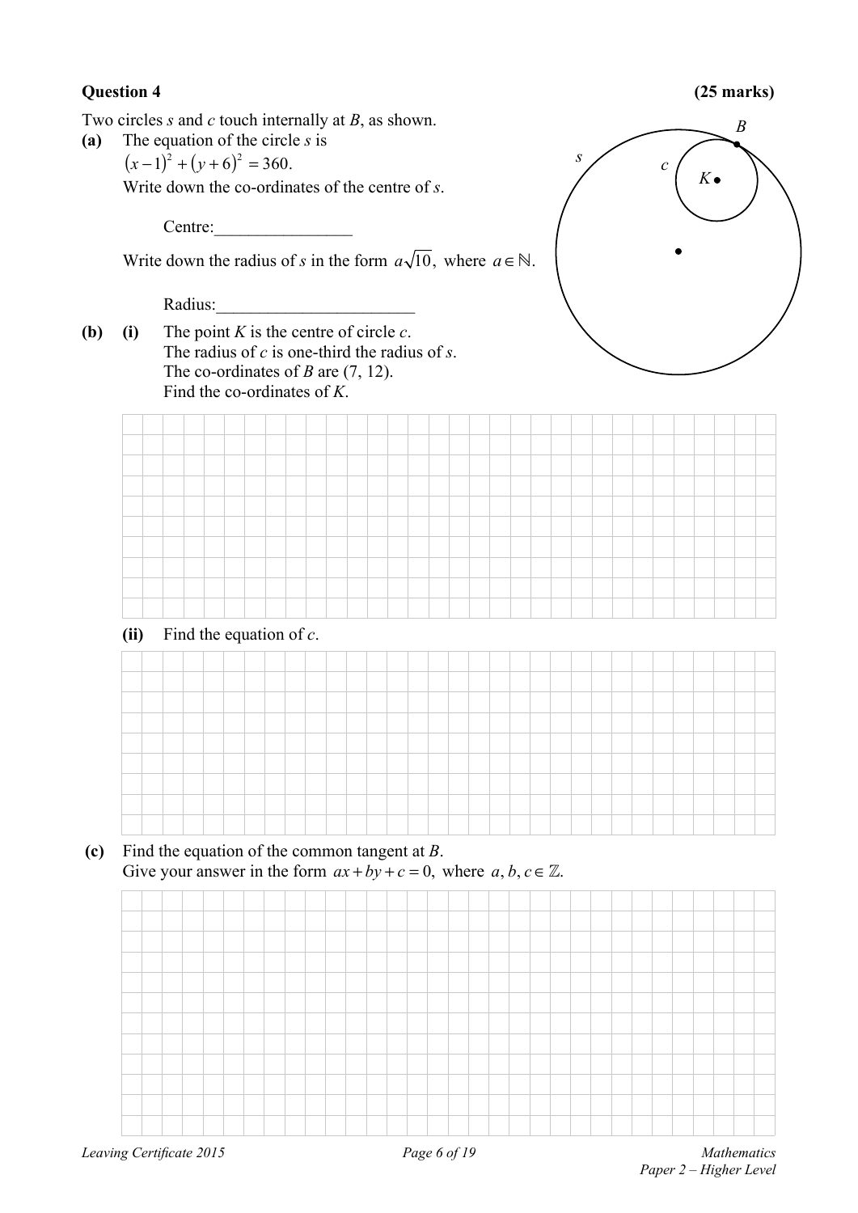**Question 4** **(25 marks)**

Two circles $s$ and $c$ touch internally at $B$, as shown.

**(a)** The equation of the circle $s$ is

$(x-1)^2 + (y+6)^2 = 360.$

Write down the co-ordinates of the centre of $s$.

Centre:________________

Write down the radius of $s$ in the form $a\sqrt{10}$, where $a \in \mathbb{N}$.

Radius:_______________________

**(b)** **(i)** The point $K$ is the centre of circle $c$.
The radius of $c$ is one-third the radius of $s$.
The co-ordinates of $B$ are (7, 12).
Find the co-ordinates of $K$.

**(ii)** Find the equation of $c$.

**(c)** Find the equation of the common tangent at $B$.
Give your answer in the form $ax + by + c = 0$, where $a, b, c \in \mathbb{Z}$.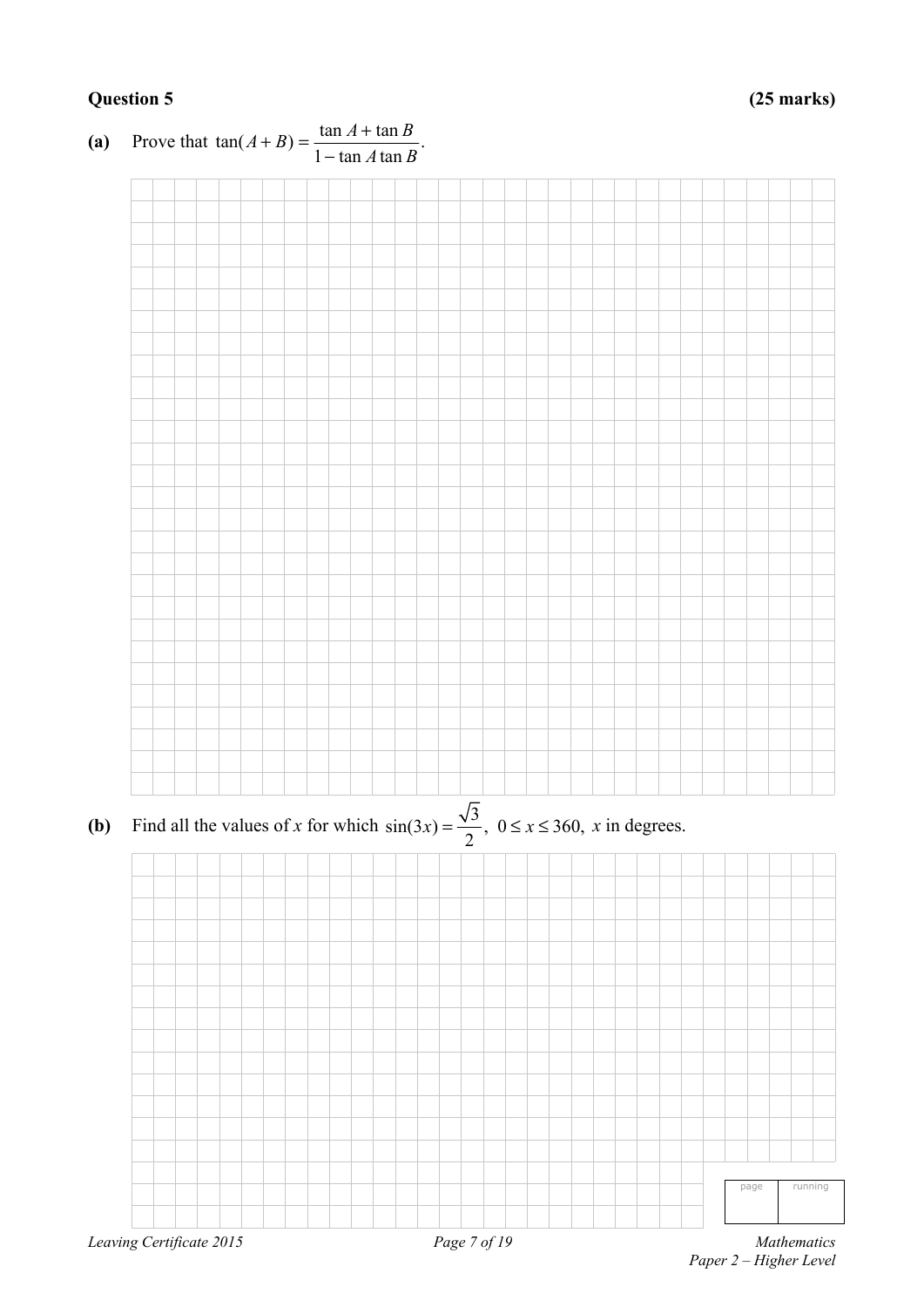**Question 5** **(25 marks)**

**(a)** Prove that $\tan(A+B) = \dfrac{\tan A + \tan B}{1 - \tan A \tan B}$.

**(b)** Find all the values of $x$ for which $\sin(3x) = \dfrac{\sqrt{3}}{2}$, $0 \leq x \leq 360$, $x$ in degrees.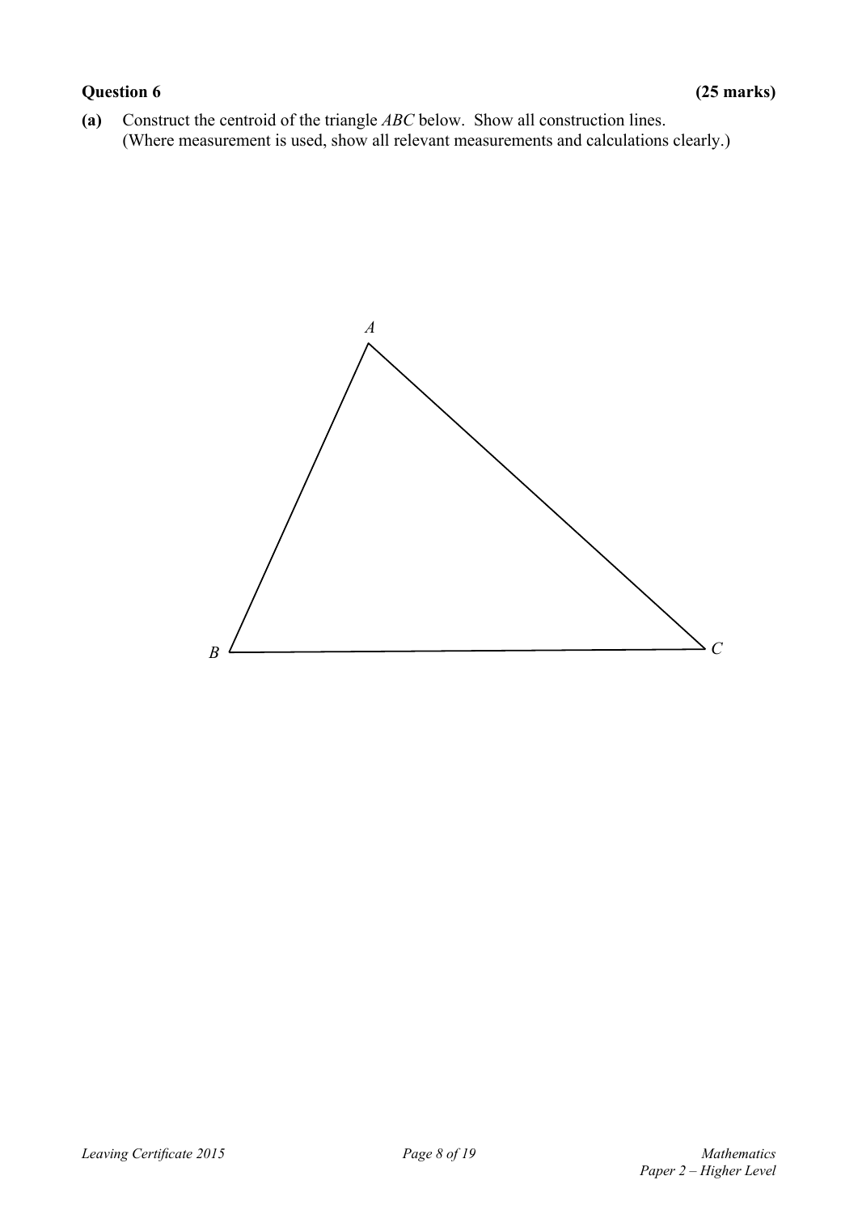**Question 6** **(25 marks)**

**(a)** Construct the centroid of the triangle $ABC$ below. Show all construction lines. (Where measurement is used, show all relevant measurements and calculations clearly.)

$A$

$B$ $C$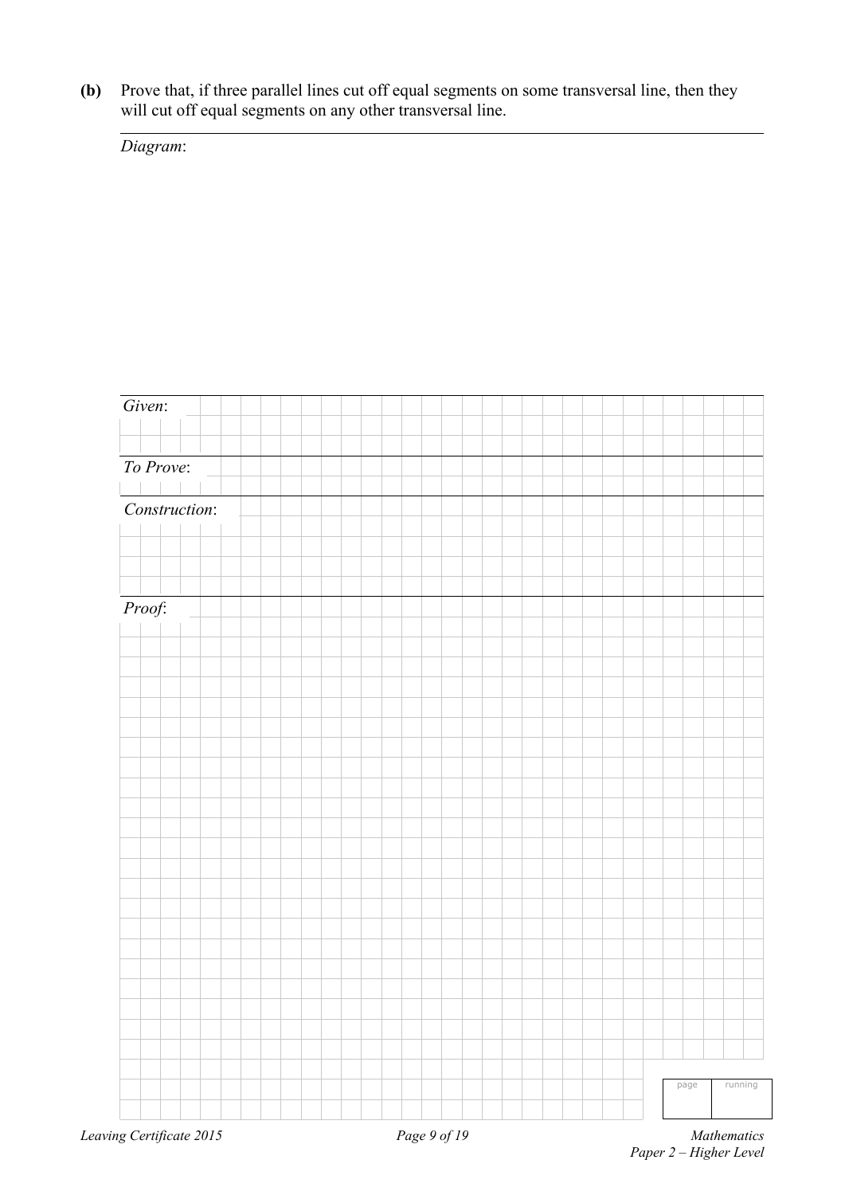**(b)** Prove that, if three parallel lines cut off equal segments on some transversal line, then they will cut off equal segments on any other transversal line.

*Diagram*:

*Given*:

*To Prove*:

*Construction*:

*Proof*: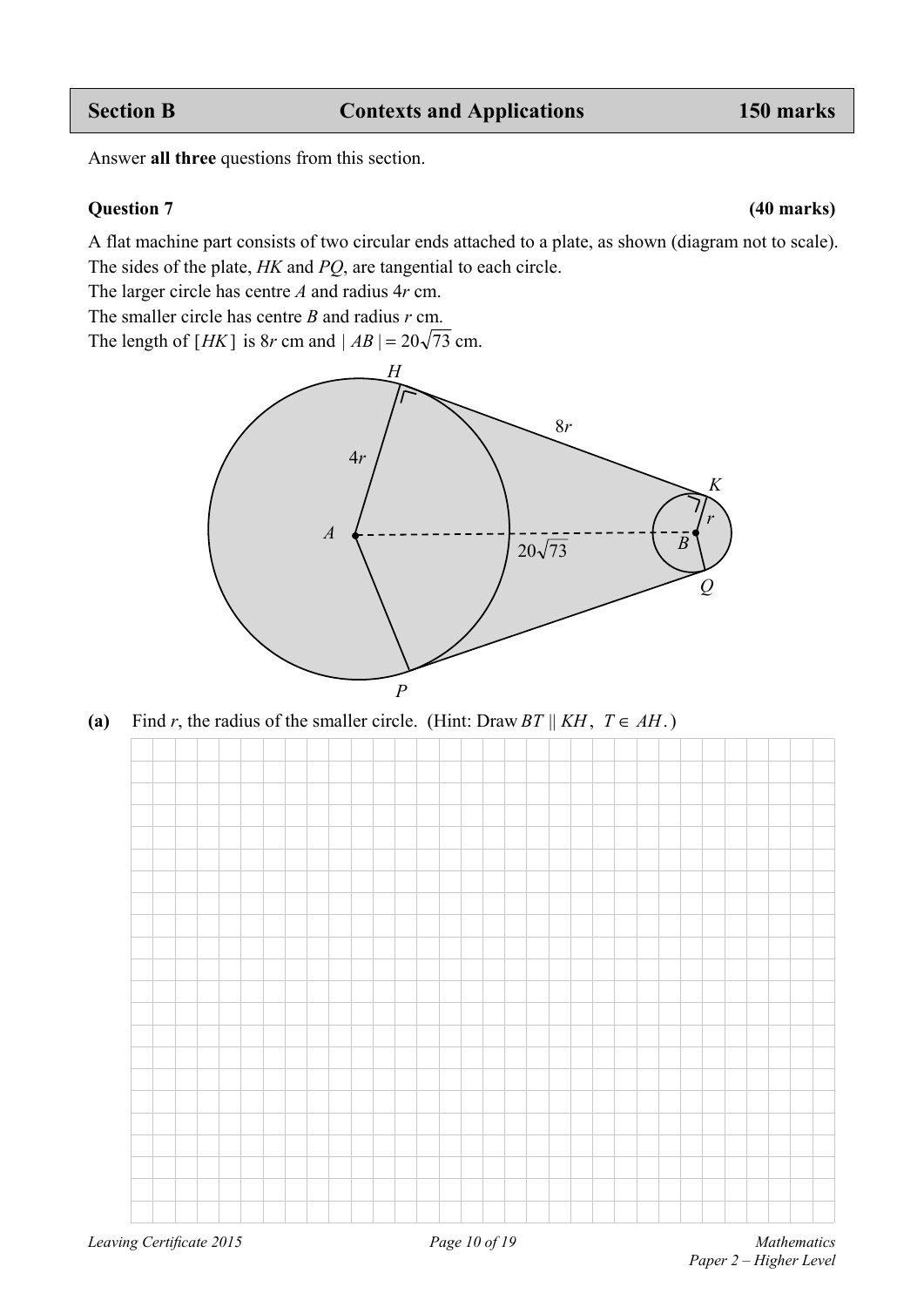## Section B — Contexts and Applications — 150 marks

Answer **all three** questions from this section.

### Question 7 (40 marks)

A flat machine part consists of two circular ends attached to a plate, as shown (diagram not to scale).
The sides of the plate, $HK$ and $PQ$, are tangential to each circle.
The larger circle has centre $A$ and radius $4r$ cm.
The smaller circle has centre $B$ and radius $r$ cm.
The length of $[HK]$ is $8r$ cm and $|AB| = 20\sqrt{73}$ cm.

**(a)** Find $r$, the radius of the smaller circle. (Hint: Draw $BT \parallel KH$, $T \in AH$.)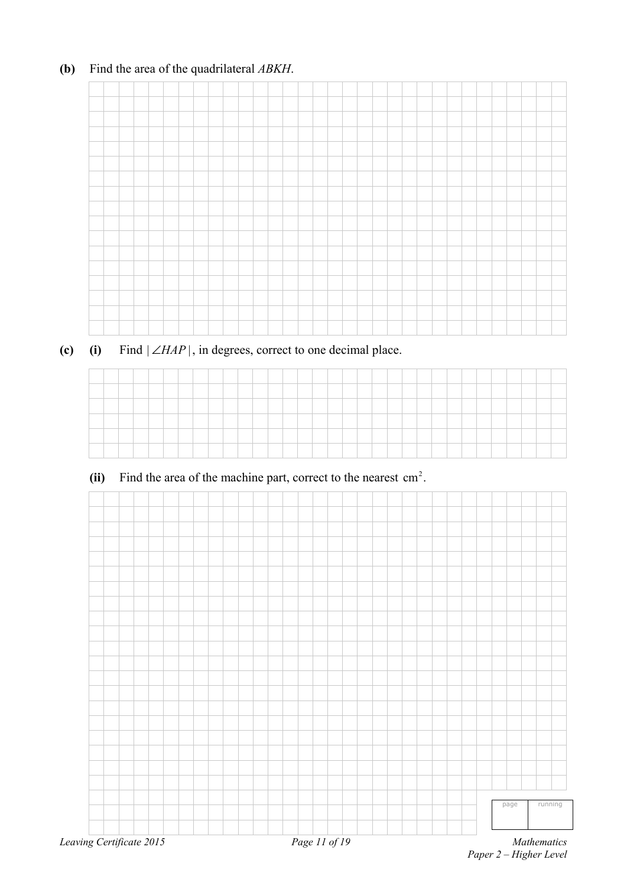**(b)** Find the area of the quadrilateral $ABKH$.

**(c)** **(i)** Find $|\angle HAP|$, in degrees, correct to one decimal place.

**(ii)** Find the area of the machine part, correct to the nearest $\text{cm}^2$.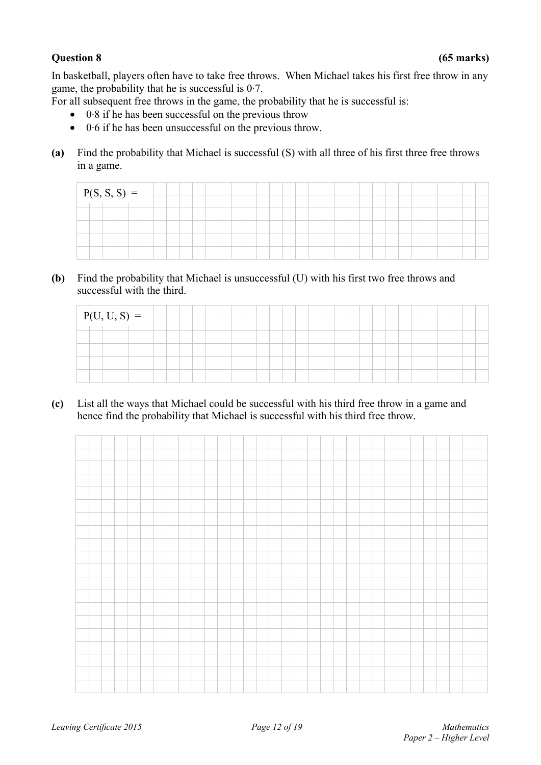**Question 8** **(65 marks)**

In basketball, players often have to take free throws. When Michael takes his first free throw in any game, the probability that he is successful is 0·7.

For all subsequent free throws in the game, the probability that he is successful is:

- 0·8 if he has been successful on the previous throw
- 0·6 if he has been unsuccessful on the previous throw.

**(a)** Find the probability that Michael is successful (S) with all three of his first three free throws in a game.

P(S, S, S) =

**(b)** Find the probability that Michael is unsuccessful (U) with his first two free throws and successful with the third.

P(U, U, S) =

**(c)** List all the ways that Michael could be successful with his third free throw in a game and hence find the probability that Michael is successful with his third free throw.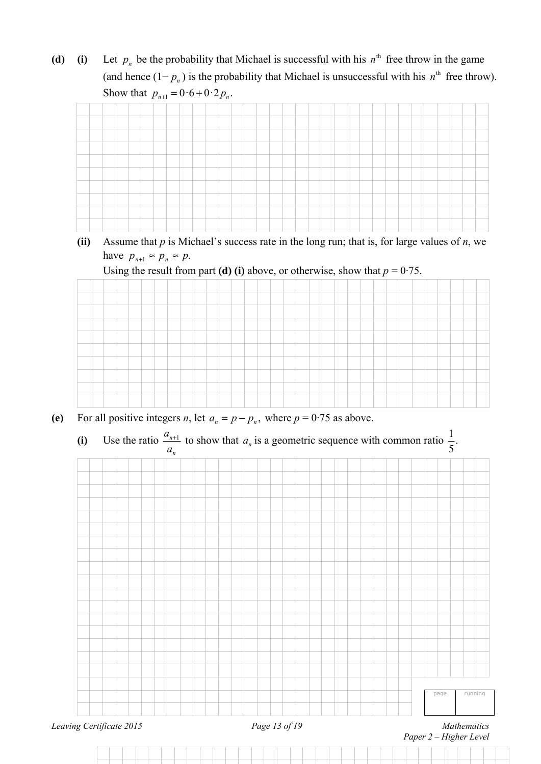**(d)** **(i)** Let $p_n$ be the probability that Michael is successful with his $n^{\text{th}}$ free throw in the game (and hence $(1 - p_n)$ is the probability that Michael is unsuccessful with his $n^{\text{th}}$ free throw). Show that $p_{n+1} = 0 \cdot 6 + 0 \cdot 2 p_n$.

**(ii)** Assume that $p$ is Michael's success rate in the long run; that is, for large values of $n$, we have $p_{n+1} \approx p_n \approx p$.
Using the result from part **(d) (i)** above, or otherwise, show that $p = 0 \cdot 75$.

**(e)** For all positive integers $n$, let $a_n = p - p_n$, where $p = 0 \cdot 75$ as above.

**(i)** Use the ratio $\dfrac{a_{n+1}}{a_n}$ to show that $a_n$ is a geometric sequence with common ratio $\dfrac{1}{5}$.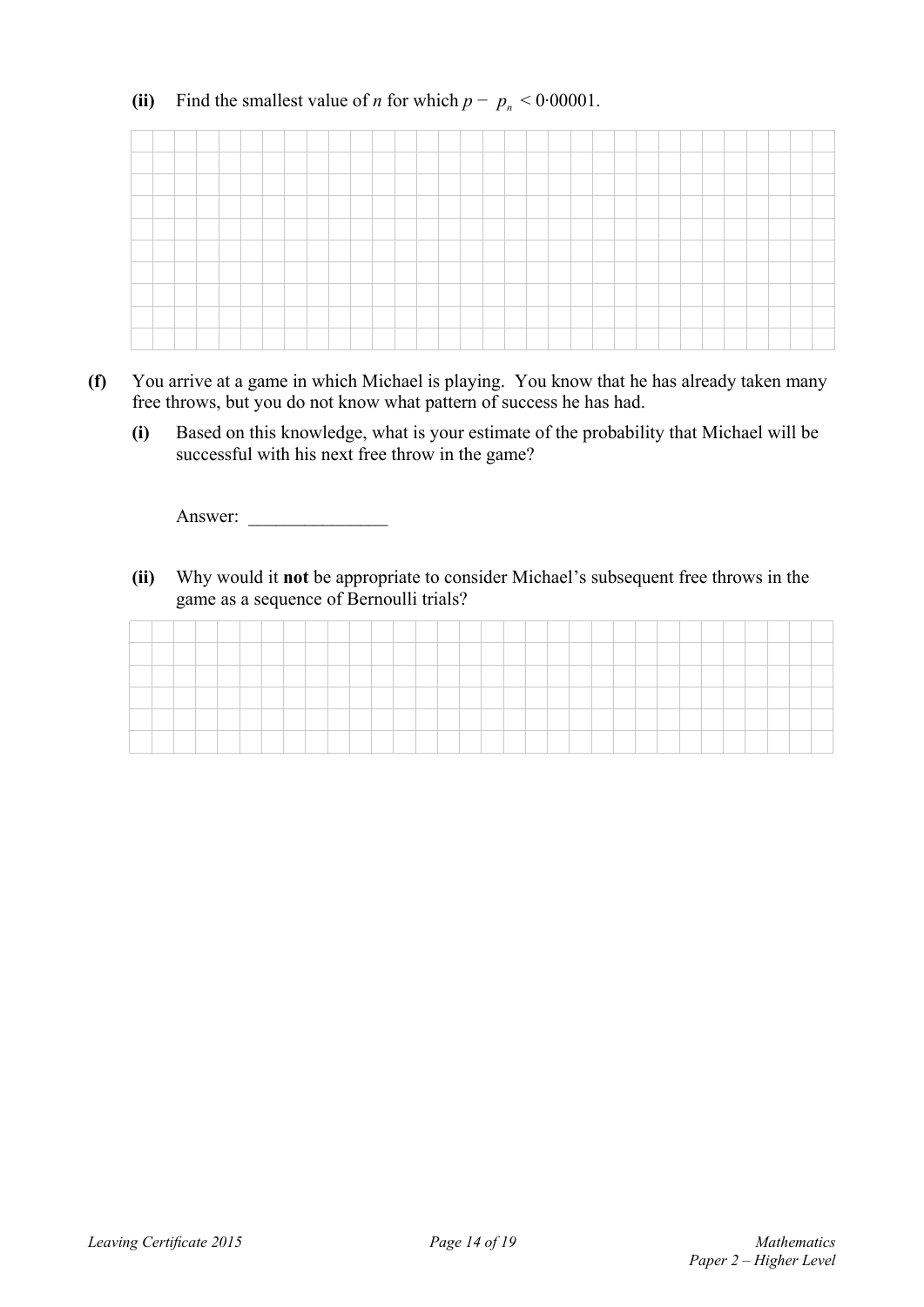**(ii)** Find the smallest value of $n$ for which $p - p_n < 0{\cdot}00001$.

**(f)** You arrive at a game in which Michael is playing. You know that he has already taken many free throws, but you do not know what pattern of success he has had.

**(i)** Based on this knowledge, what is your estimate of the probability that Michael will be successful with his next free throw in the game?

Answer: _______________

**(ii)** Why would it **not** be appropriate to consider Michael's subsequent free throws in the game as a sequence of Bernoulli trials?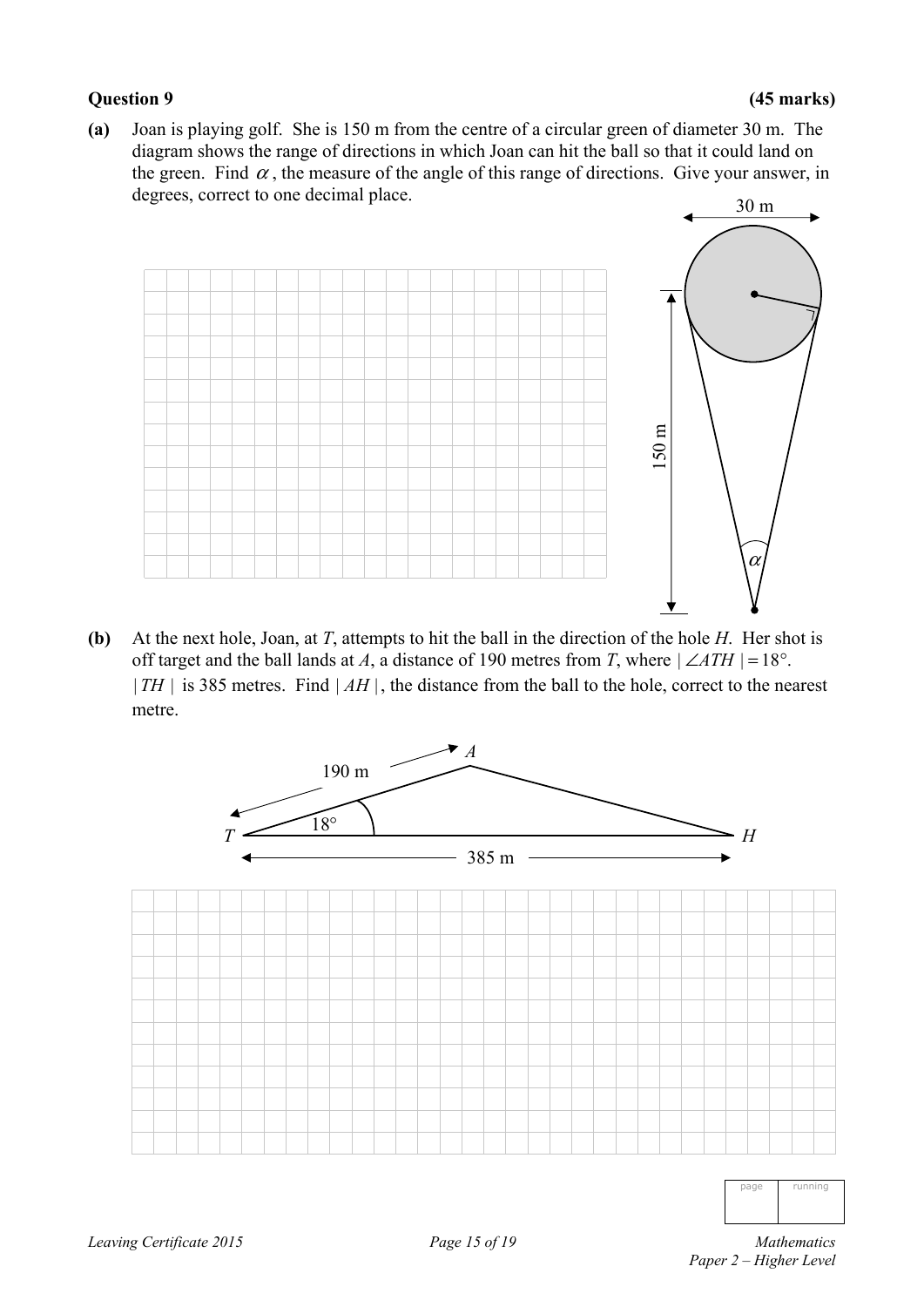**Question 9** **(45 marks)**

**(a)** Joan is playing golf. She is 150 m from the centre of a circular green of diameter 30 m. The diagram shows the range of directions in which Joan can hit the ball so that it could land on the green. Find $\alpha$, the measure of the angle of this range of directions. Give your answer, in degrees, correct to one decimal place.

30 m

150 m

$\alpha$

**(b)** At the next hole, Joan, at *T*, attempts to hit the ball in the direction of the hole *H*. Her shot is off target and the ball lands at *A*, a distance of 190 metres from *T*, where $|\angle ATH| = 18°$. $|TH|$ is 385 metres. Find $|AH|$, the distance from the ball to the hole, correct to the nearest metre.

190 m

*A*

18°

*T*

*H*

385 m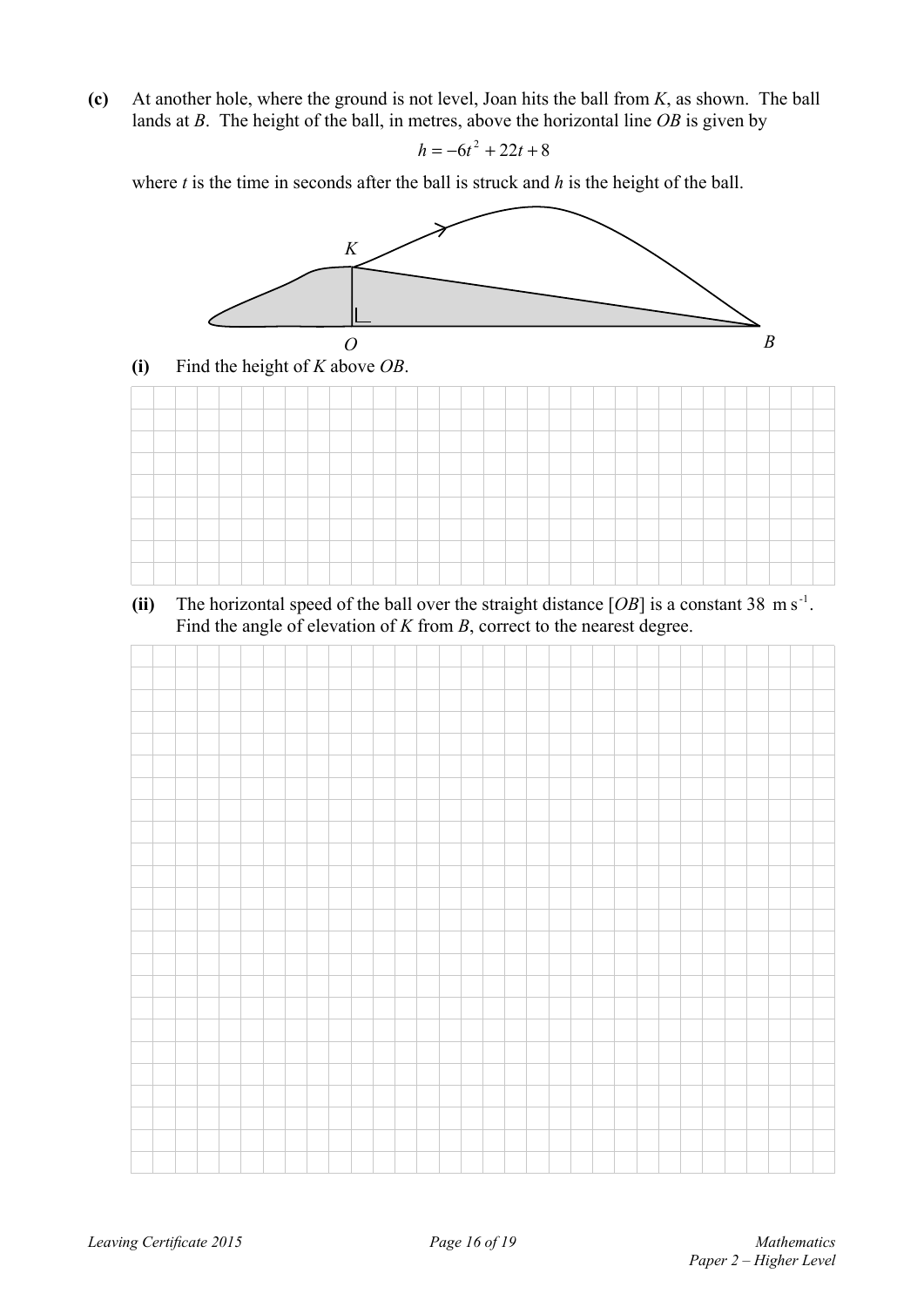**(c)** At another hole, where the ground is not level, Joan hits the ball from $K$, as shown. The ball lands at $B$. The height of the ball, in metres, above the horizontal line $OB$ is given by

$$h = -6t^2 + 22t + 8$$

where $t$ is the time in seconds after the ball is struck and $h$ is the height of the ball.

**(i)** Find the height of $K$ above $OB$.

**(ii)** The horizontal speed of the ball over the straight distance $[OB]$ is a constant 38 $\text{m s}^{-1}$. Find the angle of elevation of $K$ from $B$, correct to the nearest degree.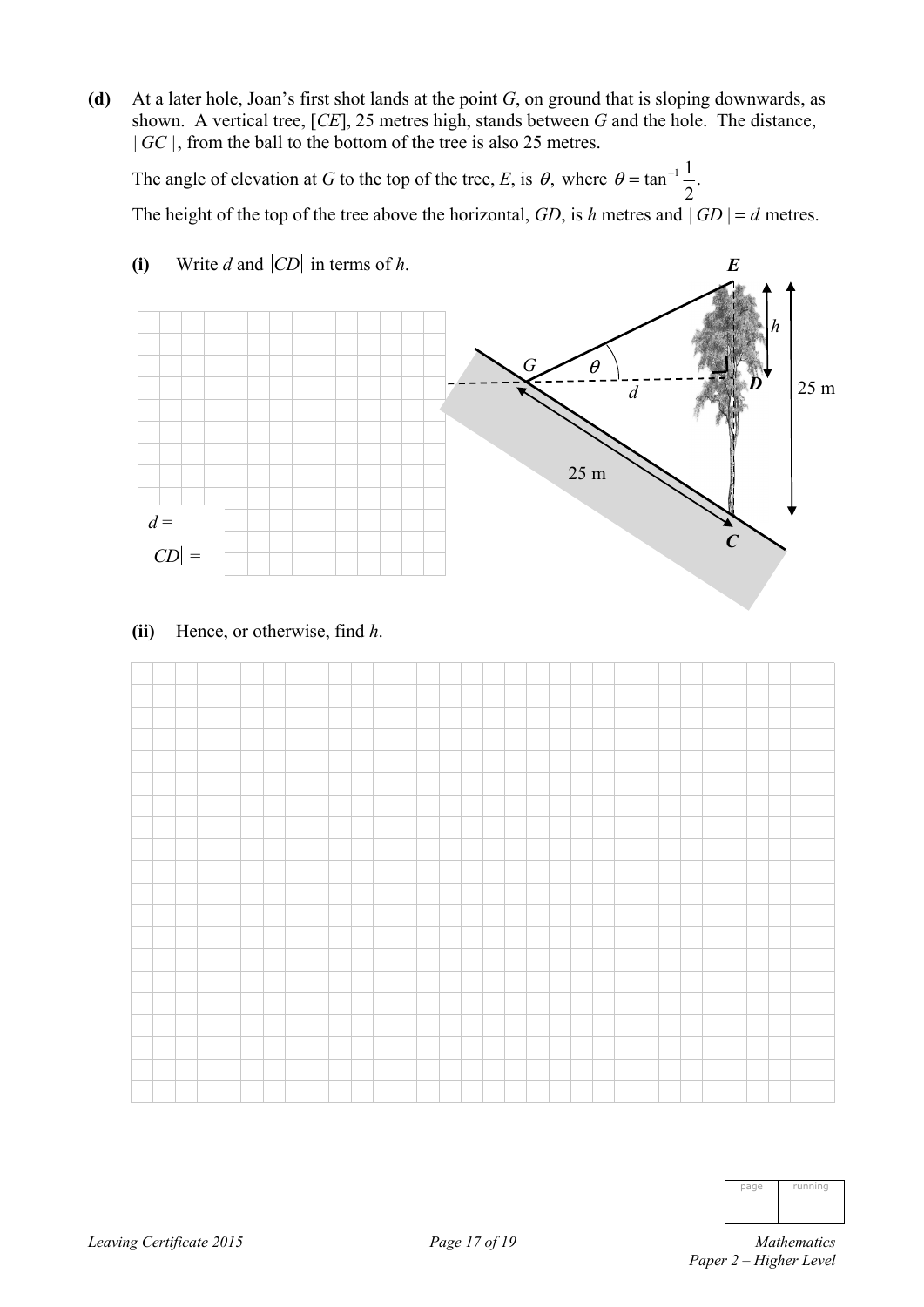**(d)** At a later hole, Joan's first shot lands at the point $G$, on ground that is sloping downwards, as shown. A vertical tree, $[CE]$, 25 metres high, stands between $G$ and the hole. The distance, $|GC|$, from the ball to the bottom of the tree is also 25 metres.

The angle of elevation at $G$ to the top of the tree, $E$, is $\theta$, where $\theta = \tan^{-1}\frac{1}{2}$.

The height of the top of the tree above the horizontal, $GD$, is $h$ metres and $|GD| = d$ metres.

**(i)** Write $d$ and $|CD|$ in terms of $h$.

$d =$

$|CD| =$

**(ii)** Hence, or otherwise, find $h$.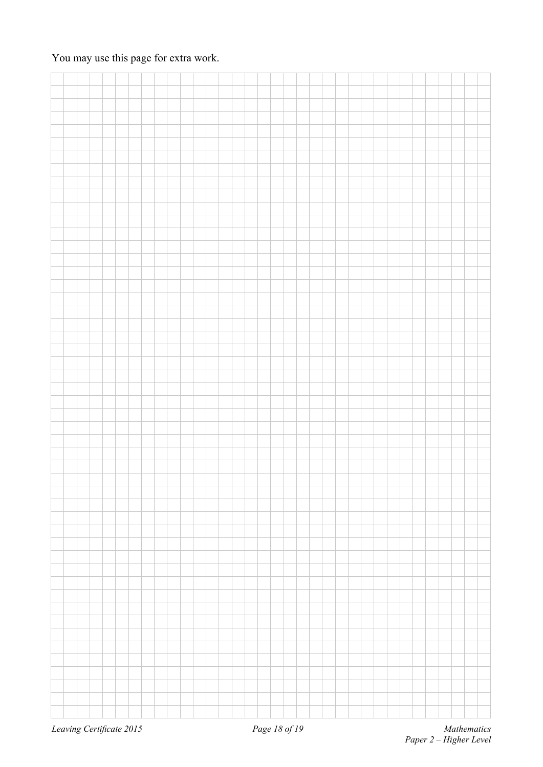You may use this page for extra work.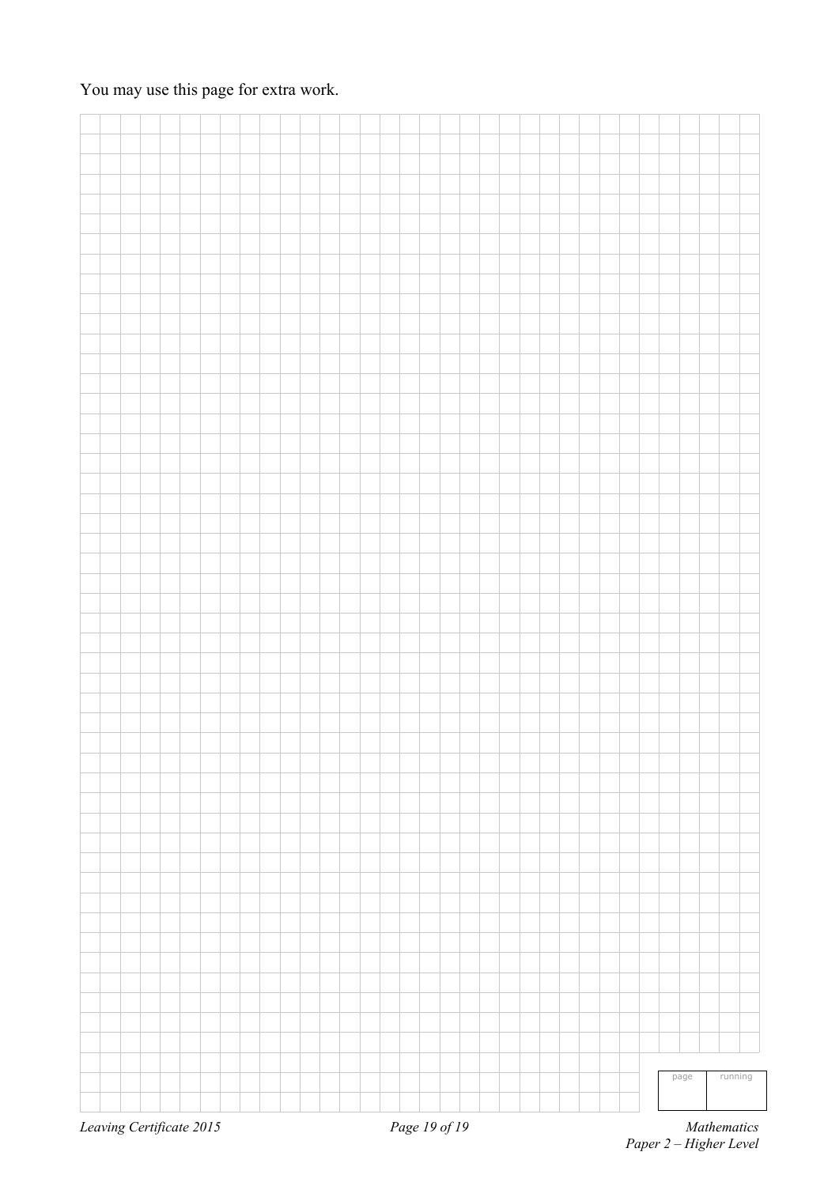You may use this page for extra work.

| page | running |
|---|---|
| | |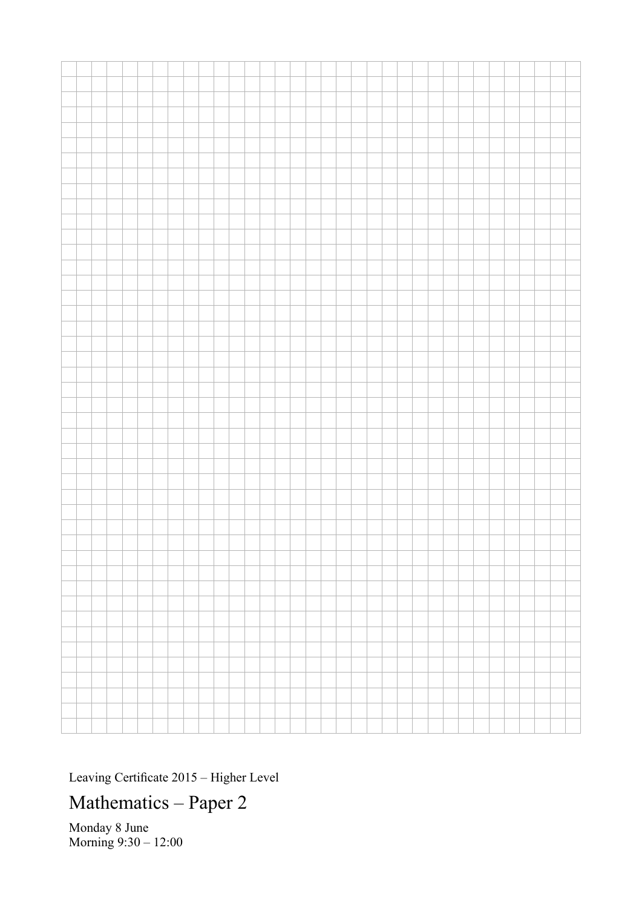Leaving Certificate 2015 – Higher Level

# Mathematics – Paper 2

Monday 8 June
Morning 9:30 – 12:00